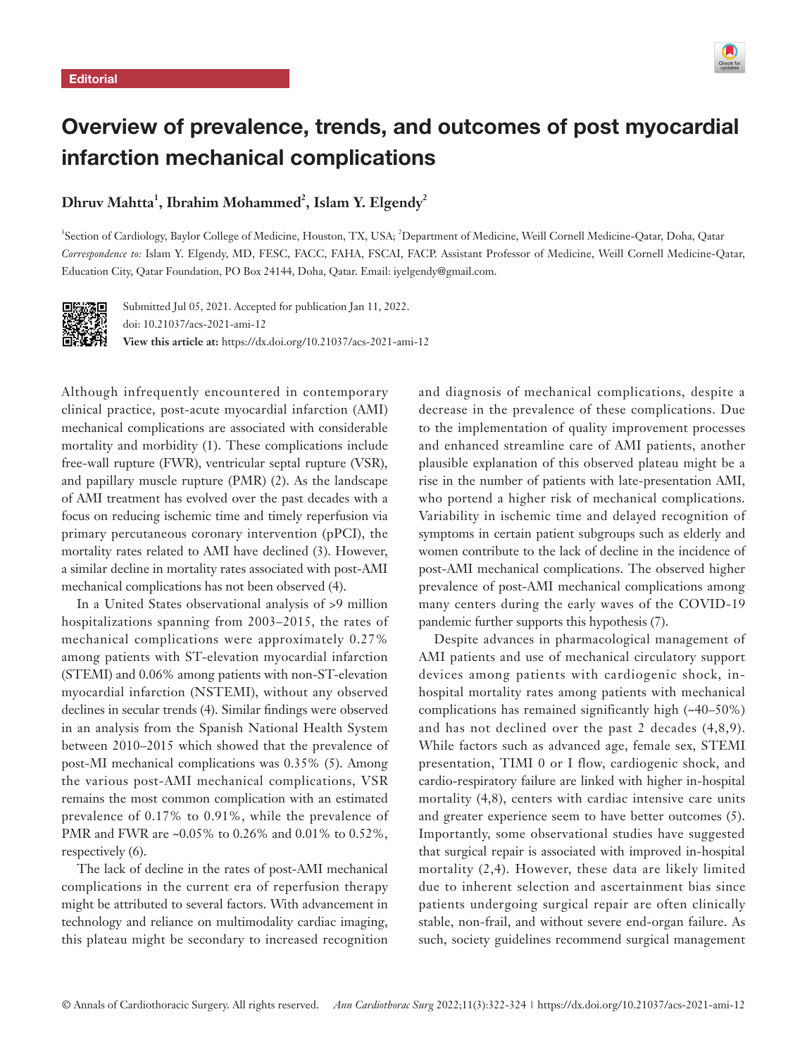Editorial

# Overview of prevalence, trends, and outcomes of post myocardial infarction mechanical complications

**Dhruv Mahtta[1], Ibrahim Mohammed[2], Islam Y. Elgendy[2]**

[1]Section of Cardiology, Baylor College of Medicine, Houston, TX, USA; [2]Department of Medicine, Weill Cornell Medicine-Qatar, Doha, Qatar

*Correspondence to:* Islam Y. Elgendy, MD, FESC, FACC, FAHA, FSCAI, FACP. Assistant Professor of Medicine, Weill Cornell Medicine-Qatar, Education City, Qatar Foundation, PO Box 24144, Doha, Qatar. Email: iyelgendy@gmail.com.

Submitted Jul 05, 2021. Accepted for publication Jan 11, 2022.
doi: 10.21037/acs-2021-ami-12
**View this article at:** https://dx.doi.org/10.21037/acs-2021-ami-12

Although infrequently encountered in contemporary clinical practice, post-acute myocardial infarction (AMI) mechanical complications are associated with considerable mortality and morbidity (1). These complications include free-wall rupture (FWR), ventricular septal rupture (VSR), and papillary muscle rupture (PMR) (2). As the landscape of AMI treatment has evolved over the past decades with a focus on reducing ischemic time and timely reperfusion via primary percutaneous coronary intervention (pPCI), the mortality rates related to AMI have declined (3). However, a similar decline in mortality rates associated with post-AMI mechanical complications has not been observed (4).

In a United States observational analysis of >9 million hospitalizations spanning from 2003–2015, the rates of mechanical complications were approximately 0.27% among patients with ST-elevation myocardial infarction (STEMI) and 0.06% among patients with non-ST-elevation myocardial infarction (NSTEMI), without any observed declines in secular trends (4). Similar findings were observed in an analysis from the Spanish National Health System between 2010–2015 which showed that the prevalence of post-MI mechanical complications was 0.35% (5). Among the various post-AMI mechanical complications, VSR remains the most common complication with an estimated prevalence of 0.17% to 0.91%, while the prevalence of PMR and FWR are ~0.05% to 0.26% and 0.01% to 0.52%, respectively (6).

The lack of decline in the rates of post-AMI mechanical complications in the current era of reperfusion therapy might be attributed to several factors. With advancement in technology and reliance on multimodality cardiac imaging, this plateau might be secondary to increased recognition and diagnosis of mechanical complications, despite a decrease in the prevalence of these complications. Due to the implementation of quality improvement processes and enhanced streamline care of AMI patients, another plausible explanation of this observed plateau might be a rise in the number of patients with late-presentation AMI, who portend a higher risk of mechanical complications. Variability in ischemic time and delayed recognition of symptoms in certain patient subgroups such as elderly and women contribute to the lack of decline in the incidence of post-AMI mechanical complications. The observed higher prevalence of post-AMI mechanical complications among many centers during the early waves of the COVID-19 pandemic further supports this hypothesis (7).

Despite advances in pharmacological management of AMI patients and use of mechanical circulatory support devices among patients with cardiogenic shock, in-hospital mortality rates among patients with mechanical complications has remained significantly high (~40–50%) and has not declined over the past 2 decades (4,8,9). While factors such as advanced age, female sex, STEMI presentation, TIMI 0 or I flow, cardiogenic shock, and cardio-respiratory failure are linked with higher in-hospital mortality (4,8), centers with cardiac intensive care units and greater experience seem to have better outcomes (5). Importantly, some observational studies have suggested that surgical repair is associated with improved in-hospital mortality (2,4). However, these data are likely limited due to inherent selection and ascertainment bias since patients undergoing surgical repair are often clinically stable, non-frail, and without severe end-organ failure. As such, society guidelines recommend surgical management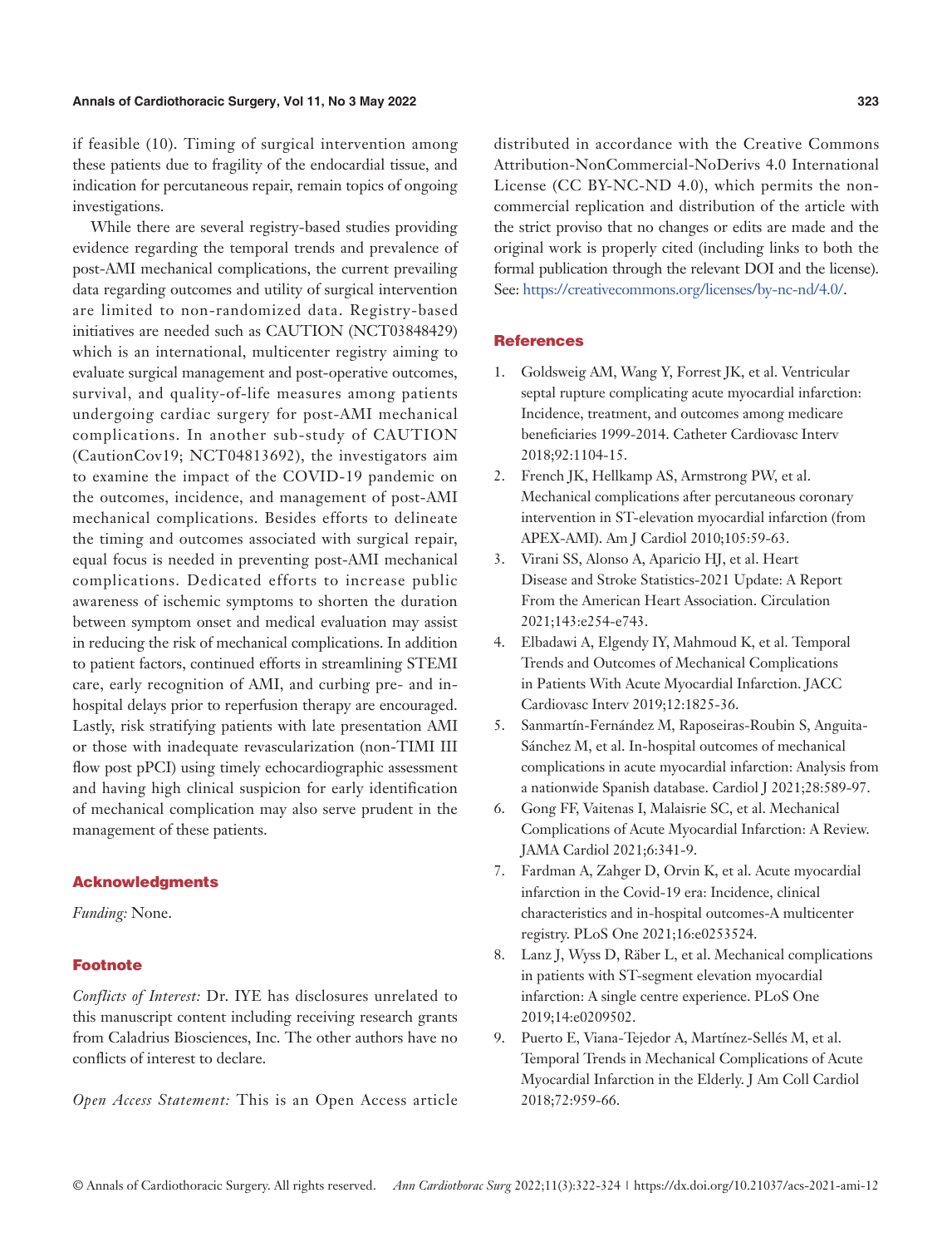if feasible (10). Timing of surgical intervention among these patients due to fragility of the endocardial tissue, and indication for percutaneous repair, remain topics of ongoing investigations.

While there are several registry-based studies providing evidence regarding the temporal trends and prevalence of post-AMI mechanical complications, the current prevailing data regarding outcomes and utility of surgical intervention are limited to non-randomized data. Registry-based initiatives are needed such as CAUTION (NCT03848429) which is an international, multicenter registry aiming to evaluate surgical management and post-operative outcomes, survival, and quality-of-life measures among patients undergoing cardiac surgery for post-AMI mechanical complications. In another sub-study of CAUTION (CautionCov19; NCT04813692), the investigators aim to examine the impact of the COVID-19 pandemic on the outcomes, incidence, and management of post-AMI mechanical complications. Besides efforts to delineate the timing and outcomes associated with surgical repair, equal focus is needed in preventing post-AMI mechanical complications. Dedicated efforts to increase public awareness of ischemic symptoms to shorten the duration between symptom onset and medical evaluation may assist in reducing the risk of mechanical complications. In addition to patient factors, continued efforts in streamlining STEMI care, early recognition of AMI, and curbing pre- and in-hospital delays prior to reperfusion therapy are encouraged. Lastly, risk stratifying patients with late presentation AMI or those with inadequate revascularization (non-TIMI III flow post pPCI) using timely echocardiographic assessment and having high clinical suspicion for early identification of mechanical complication may also serve prudent in the management of these patients.

## Acknowledgments

*Funding:* None.

## Footnote

*Conflicts of Interest:* Dr. IYE has disclosures unrelated to this manuscript content including receiving research grants from Caladrius Biosciences, Inc. The other authors have no conflicts of interest to declare.

*Open Access Statement:* This is an Open Access article distributed in accordance with the Creative Commons Attribution-NonCommercial-NoDerivs 4.0 International License (CC BY-NC-ND 4.0), which permits the non-commercial replication and distribution of the article with the strict proviso that no changes or edits are made and the original work is properly cited (including links to both the formal publication through the relevant DOI and the license). See: https://creativecommons.org/licenses/by-nc-nd/4.0/.

## References

1. Goldsweig AM, Wang Y, Forrest JK, et al. Ventricular septal rupture complicating acute myocardial infarction: Incidence, treatment, and outcomes among medicare beneficiaries 1999-2014. Catheter Cardiovasc Interv 2018;92:1104-15.
2. French JK, Hellkamp AS, Armstrong PW, et al. Mechanical complications after percutaneous coronary intervention in ST-elevation myocardial infarction (from APEX-AMI). Am J Cardiol 2010;105:59-63.
3. Virani SS, Alonso A, Aparicio HJ, et al. Heart Disease and Stroke Statistics-2021 Update: A Report From the American Heart Association. Circulation 2021;143:e254-e743.
4. Elbadawi A, Elgendy IY, Mahmoud K, et al. Temporal Trends and Outcomes of Mechanical Complications in Patients With Acute Myocardial Infarction. JACC Cardiovasc Interv 2019;12:1825-36.
5. Sanmartín-Fernández M, Raposeiras-Roubin S, Anguita-Sánchez M, et al. In-hospital outcomes of mechanical complications in acute myocardial infarction: Analysis from a nationwide Spanish database. Cardiol J 2021;28:589-97.
6. Gong FF, Vaitenas I, Malaisrie SC, et al. Mechanical Complications of Acute Myocardial Infarction: A Review. JAMA Cardiol 2021;6:341-9.
7. Fardman A, Zahger D, Orvin K, et al. Acute myocardial infarction in the Covid-19 era: Incidence, clinical characteristics and in-hospital outcomes-A multicenter registry. PLoS One 2021;16:e0253524.
8. Lanz J, Wyss D, Räber L, et al. Mechanical complications in patients with ST-segment elevation myocardial infarction: A single centre experience. PLoS One 2019;14:e0209502.
9. Puerto E, Viana-Tejedor A, Martínez-Sellés M, et al. Temporal Trends in Mechanical Complications of Acute Myocardial Infarction in the Elderly. J Am Coll Cardiol 2018;72:959-66.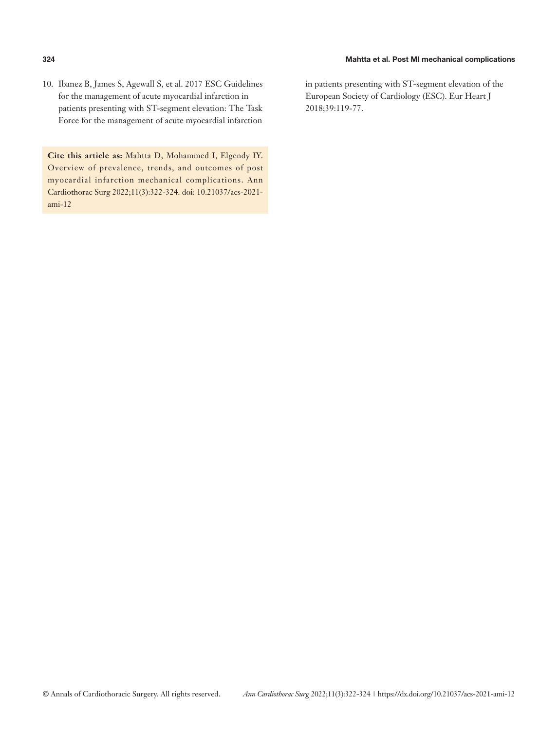10. Ibanez B, James S, Agewall S, et al. 2017 ESC Guidelines for the management of acute myocardial infarction in patients presenting with ST-segment elevation: The Task Force for the management of acute myocardial infarction in patients presenting with ST-segment elevation of the European Society of Cardiology (ESC). Eur Heart J 2018;39:119-77.

**Cite this article as:** Mahtta D, Mohammed I, Elgendy IY. Overview of prevalence, trends, and outcomes of post myocardial infarction mechanical complications. Ann Cardiothorac Surg 2022;11(3):322-324. doi: 10.21037/acs-2021-ami-12